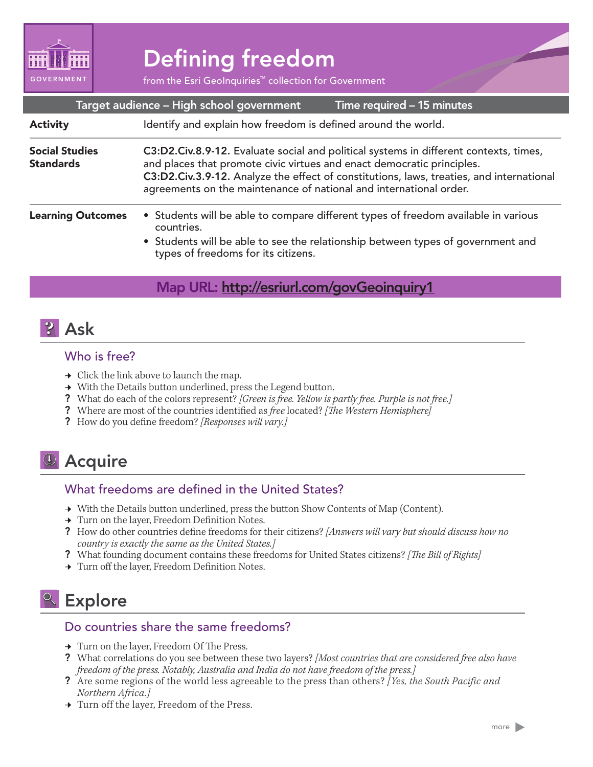GOVERNMENT

# Defining freedom

from the Esri GeoInquiries™ collection for Government

| Target audience – High school government | Time required – 15 minutes |
| --- | --- |
| **Activity** | Identify and explain how freedom is defined around the world. |
| **Social Studies Standards** | **C3:D2.Civ.8.9-12.** Evaluate social and political systems in different contexts, times, and places that promote civic virtues and enact democratic principles. **C3:D2.Civ.3.9-12.** Analyze the effect of constitutions, laws, treaties, and international agreements on the maintenance of national and international order. |
| **Learning Outcomes** | • Students will be able to compare different types of freedom available in various countries. • Students will be able to see the relationship between types of government and types of freedoms for its citizens. |

**Map URL: http://esriurl.com/govGeoinquiry1**

## Ask

### Who is free?

→ Click the link above to launch the map.
→ With the Details button underlined, press the Legend button.
? What do each of the colors represent? *[Green is free. Yellow is partly free. Purple is not free.]*
? Where are most of the countries identified as *free* located? *[The Western Hemisphere]*
? How do you define freedom? *[Responses will vary.]*

## Acquire

### What freedoms are defined in the United States?

→ With the Details button underlined, press the button Show Contents of Map (Content).
→ Turn on the layer, Freedom Definition Notes.
? How do other countries define freedoms for their citizens? *[Answers will vary but should discuss how no country is exactly the same as the United States.]*
? What founding document contains these freedoms for United States citizens? *[The Bill of Rights]*
→ Turn off the layer, Freedom Definition Notes.

## Explore

### Do countries share the same freedoms?

→ Turn on the layer, Freedom Of The Press.
? What correlations do you see between these two layers? *[Most countries that are considered free also have freedom of the press. Notably, Australia and India do not have freedom of the press.]*
? Are some regions of the world less agreeable to the press than others? *[Yes, the South Pacific and Northern Africa.]*
→ Turn off the layer, Freedom of the Press.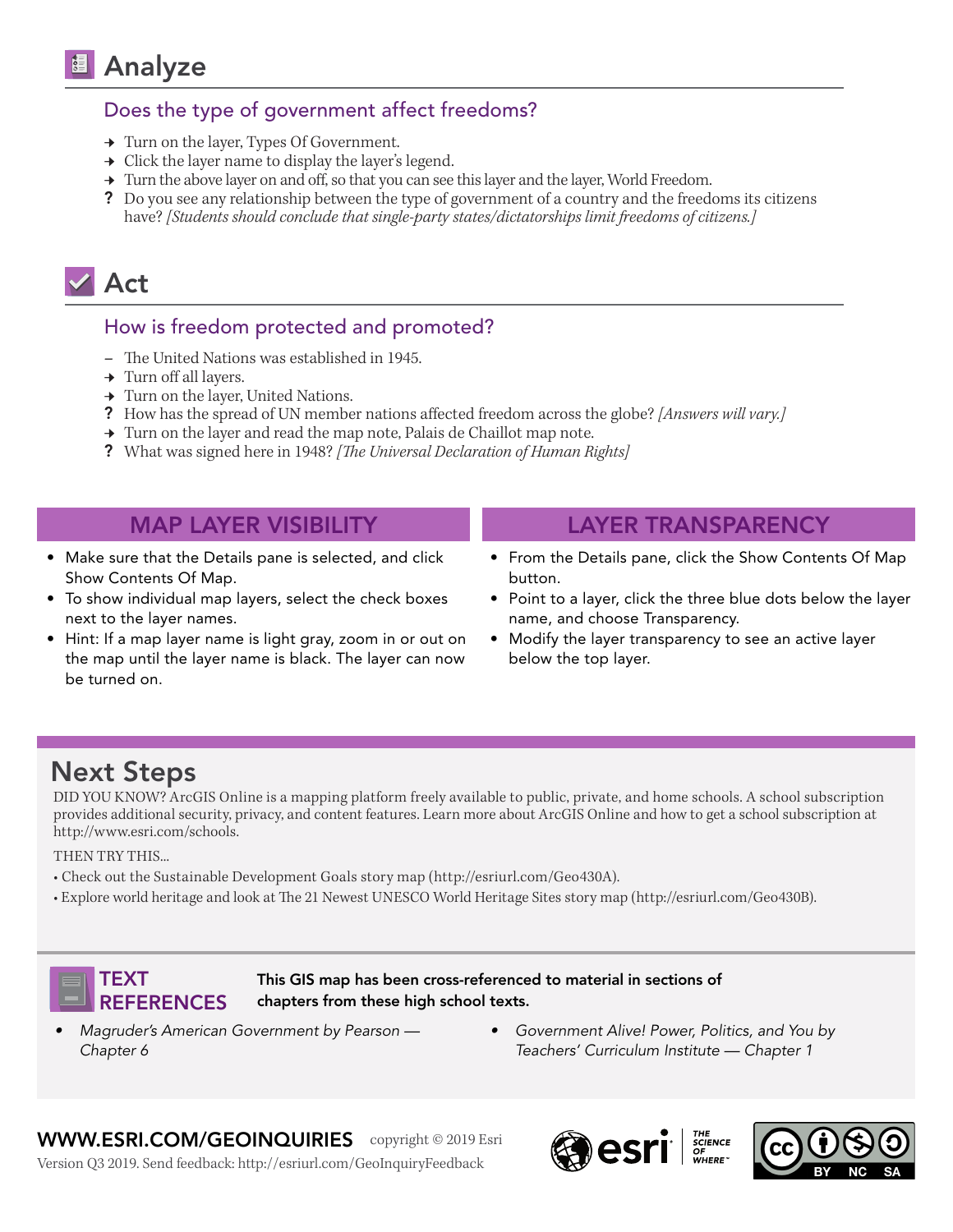## Analyze

### Does the type of government affect freedoms?

- → Turn on the layer, Types Of Government.
- → Click the layer name to display the layer's legend.
- → Turn the above layer on and off, so that you can see this layer and the layer, World Freedom.
- **?** Do you see any relationship between the type of government of a country and the freedoms its citizens have? *[Students should conclude that single-party states/dictatorships limit freedoms of citizens.]*

## Act

### How is freedom protected and promoted?

- – The United Nations was established in 1945.
- → Turn off all layers.
- → Turn on the layer, United Nations.
- **?** How has the spread of UN member nations affected freedom across the globe? *[Answers will vary.]*
- → Turn on the layer and read the map note, Palais de Chaillot map note.
- **?** What was signed here in 1948? *[The Universal Declaration of Human Rights]*

### MAP LAYER VISIBILITY

- Make sure that the Details pane is selected, and click Show Contents Of Map.
- To show individual map layers, select the check boxes next to the layer names.
- Hint: If a map layer name is light gray, zoom in or out on the map until the layer name is black. The layer can now be turned on.

### LAYER TRANSPARENCY

- From the Details pane, click the Show Contents Of Map button.
- Point to a layer, click the three blue dots below the layer name, and choose Transparency.
- Modify the layer transparency to see an active layer below the top layer.

## Next Steps

DID YOU KNOW? ArcGIS Online is a mapping platform freely available to public, private, and home schools. A school subscription provides additional security, privacy, and content features. Learn more about ArcGIS Online and how to get a school subscription at http://www.esri.com/schools.

THEN TRY THIS...

- Check out the Sustainable Development Goals story map (http://esriurl.com/Geo430A).
- Explore world heritage and look at The 21 Newest UNESCO World Heritage Sites story map (http://esriurl.com/Geo430B).

### TEXT REFERENCES

**This GIS map has been cross-referenced to material in sections of chapters from these high school texts.**

- *Magruder's American Government by Pearson — Chapter 6*
- *Government Alive! Power, Politics, and You by Teachers' Curriculum Institute — Chapter 1*

**WWW.ESRI.COM/GEOINQUIRIES** copyright © 2019 Esri

Version Q3 2019. Send feedback: http://esriurl.com/GeoInquiryFeedback